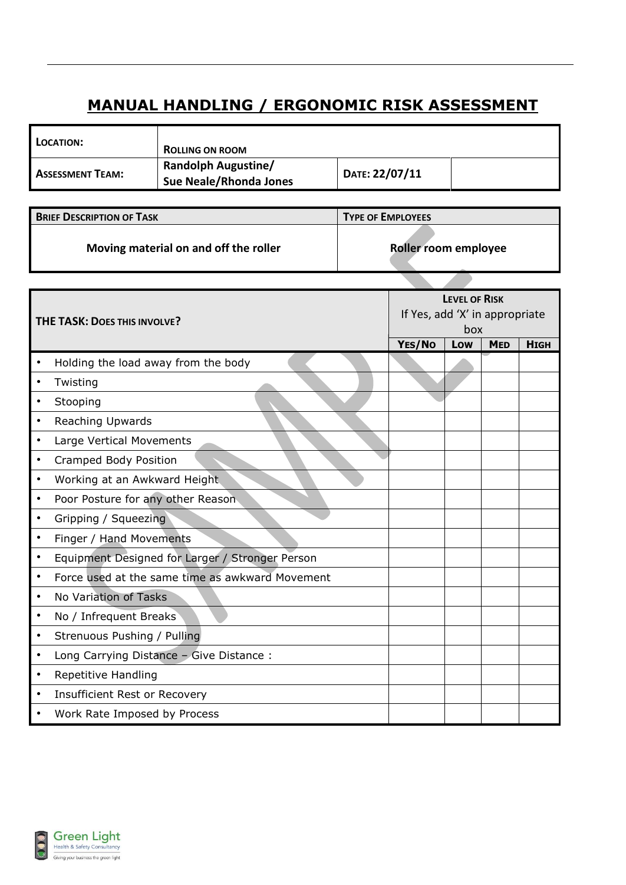# MANUAL HANDLING / ERGONOMIC RISK ASSESSMENT

| LOCATION: | ROLLING ON ROOM | | |
|---|---|---|---|
| ASSESSMENT TEAM: | Randolph Augustine/ Sue Neale/Rhonda Jones | DATE: 22/07/11 | |

| BRIEF DESCRIPTION OF TASK | TYPE OF EMPLOYEES |
|---|---|
| Moving material on and off the roller | Roller room employee |

| THE TASK: DOES THIS INVOLVE? | LEVEL OF RISK If Yes, add 'X' in appropriate box | | | |
|---|---|---|---|---|
| | YES/NO | LOW | MED | HIGH |
| • Holding the load away from the body | | | | |
| • Twisting | | | | |
| • Stooping | | | | |
| • Reaching Upwards | | | | |
| • Large Vertical Movements | | | | |
| • Cramped Body Position | | | | |
| • Working at an Awkward Height | | | | |
| • Poor Posture for any other Reason | | | | |
| • Gripping / Squeezing | | | | |
| • Finger / Hand Movements | | | | |
| • Equipment Designed for Larger / Stronger Person | | | | |
| • Force used at the same time as awkward Movement | | | | |
| • No Variation of Tasks | | | | |
| • No / Infrequent Breaks | | | | |
| • Strenuous Pushing / Pulling | | | | |
| • Long Carrying Distance – Give Distance : | | | | |
| • Repetitive Handling | | | | |
| • Insufficient Rest or Recovery | | | | |
| • Work Rate Imposed by Process | | | | |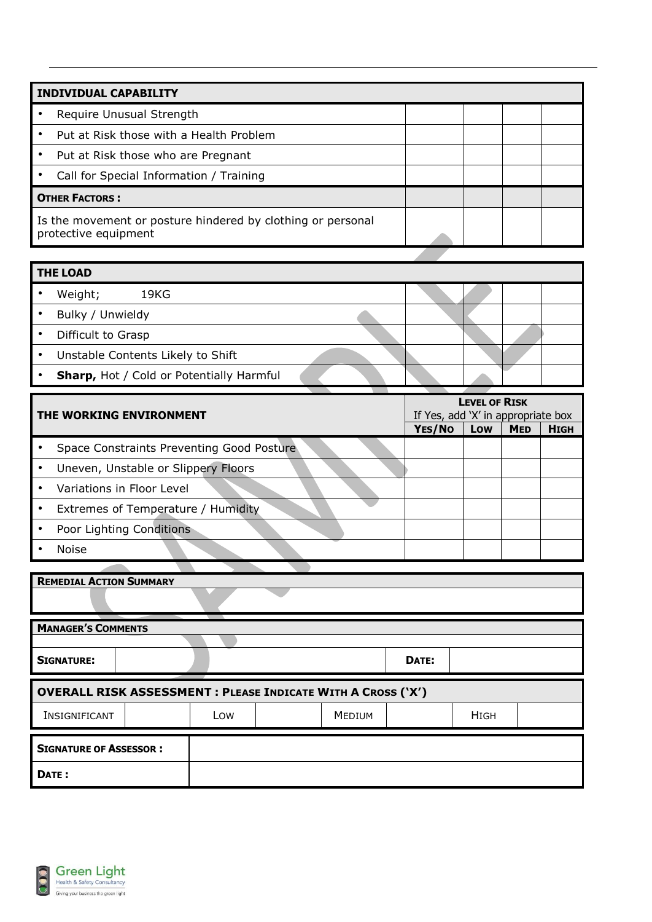| INDIVIDUAL CAPABILITY | | | | |
|---|---|---|---|---|
| • Require Unusual Strength | | | | |
| • Put at Risk those with a Health Problem | | | | |
| • Put at Risk those who are Pregnant | | | | |
| • Call for Special Information / Training | | | | |
| **OTHER FACTORS :** | | | | |
| Is the movement or posture hindered by clothing or personal protective equipment | | | | |

| THE LOAD | | | | |
|---|---|---|---|---|
| • Weight; 19KG | | | | |
| • Bulky / Unwieldy | | | | |
| • Difficult to Grasp | | | | |
| • Unstable Contents Likely to Shift | | | | |
| • **Sharp,** Hot / Cold or Potentially Harmful | | | | |

| THE WORKING ENVIRONMENT | LEVEL OF RISK If Yes, add 'X' in appropriate box | | | |
|---|---|---|---|---|
| | YES/NO | LOW | MED | HIGH |
| • Space Constraints Preventing Good Posture | | | | |
| • Uneven, Unstable or Slippery Floors | | | | |
| • Variations in Floor Level | | | | |
| • Extremes of Temperature / Humidity | | | | |
| • Poor Lighting Conditions | | | | |
| • Noise | | | | |

| REMEDIAL ACTION SUMMARY |
|---|
| |

| MANAGER'S COMMENTS | | | |
|---|---|---|---|
| | | | |
| **SIGNATURE:** | | **DATE:** | |

| OVERALL RISK ASSESSMENT : PLEASE INDICATE WITH A CROSS ('X') | | | | | | | |
|---|---|---|---|---|---|---|---|
| INSIGNIFICANT | | LOW | | MEDIUM | | HIGH | |

| | |
|---|---|
| **SIGNATURE OF ASSESSOR :** | |
| **DATE :** | |

Green Light
Health & Safety Consultancy
Giving your business the green light